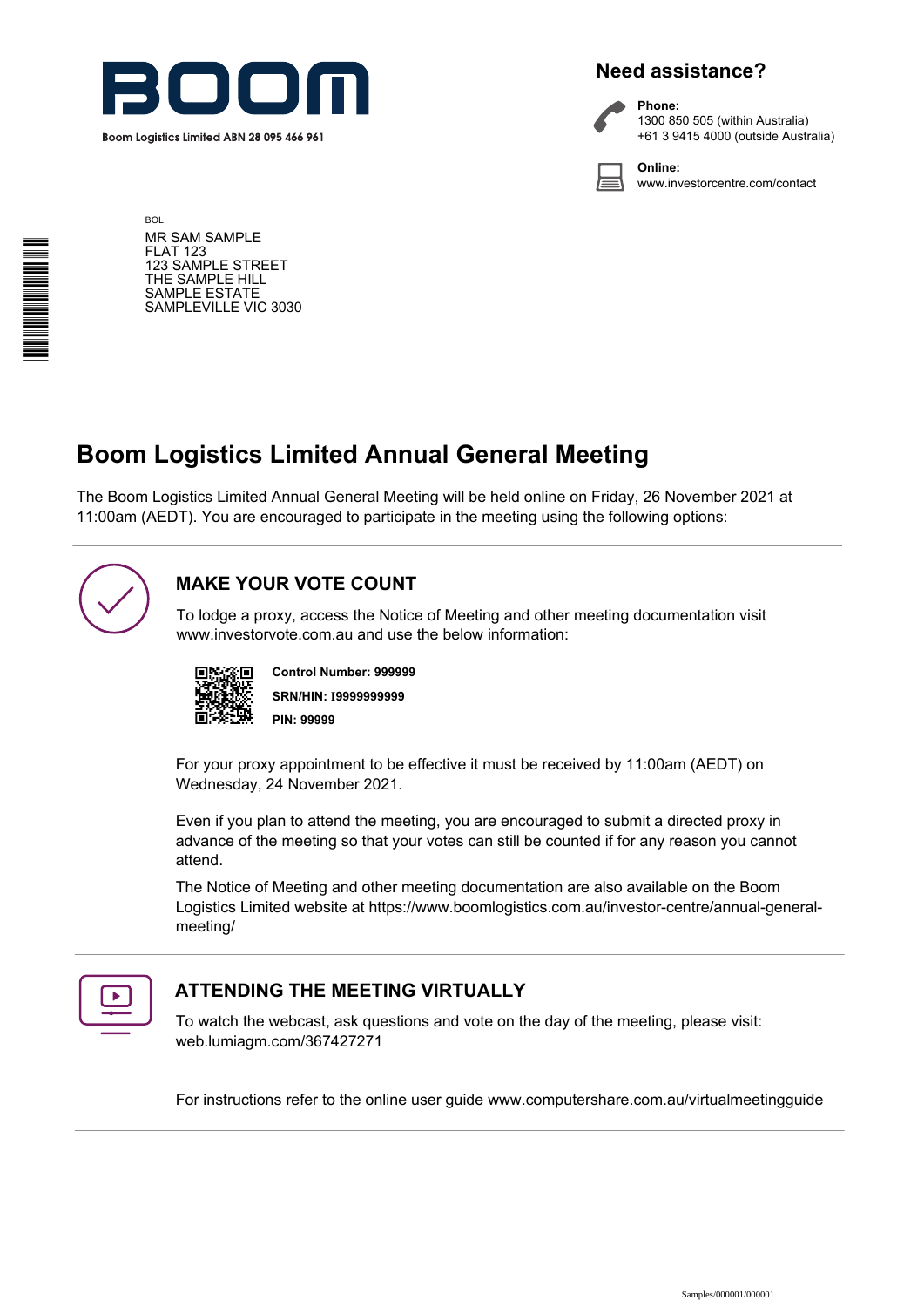Boom Logistics Limited ABN 28 095 466 961

## Need assistance?

**Phone:**
1300 850 505 (within Australia)
+61 3 9415 4000 (outside Australia)

**Online:**
www.investorcentre.com/contact

BOL
MR SAM SAMPLE
FLAT 123
123 SAMPLE STREET
THE SAMPLE HILL
SAMPLE ESTATE
SAMPLEVILLE VIC 3030

# Boom Logistics Limited Annual General Meeting

The Boom Logistics Limited Annual General Meeting will be held online on Friday, 26 November 2021 at 11:00am (AEDT). You are encouraged to participate in the meeting using the following options:

## MAKE YOUR VOTE COUNT

To lodge a proxy, access the Notice of Meeting and other meeting documentation visit www.investorvote.com.au and use the below information:

**Control Number: 999999**

**SRN/HIN: I9999999999**

**PIN: 99999**

For your proxy appointment to be effective it must be received by 11:00am (AEDT) on Wednesday, 24 November 2021.

Even if you plan to attend the meeting, you are encouraged to submit a directed proxy in advance of the meeting so that your votes can still be counted if for any reason you cannot attend.

The Notice of Meeting and other meeting documentation are also available on the Boom Logistics Limited website at https://www.boomlogistics.com.au/investor-centre/annual-general-meeting/

## ATTENDING THE MEETING VIRTUALLY

To watch the webcast, ask questions and vote on the day of the meeting, please visit: web.lumiagm.com/367427271

For instructions refer to the online user guide www.computershare.com.au/virtualmeetingguide

Samples/000001/000001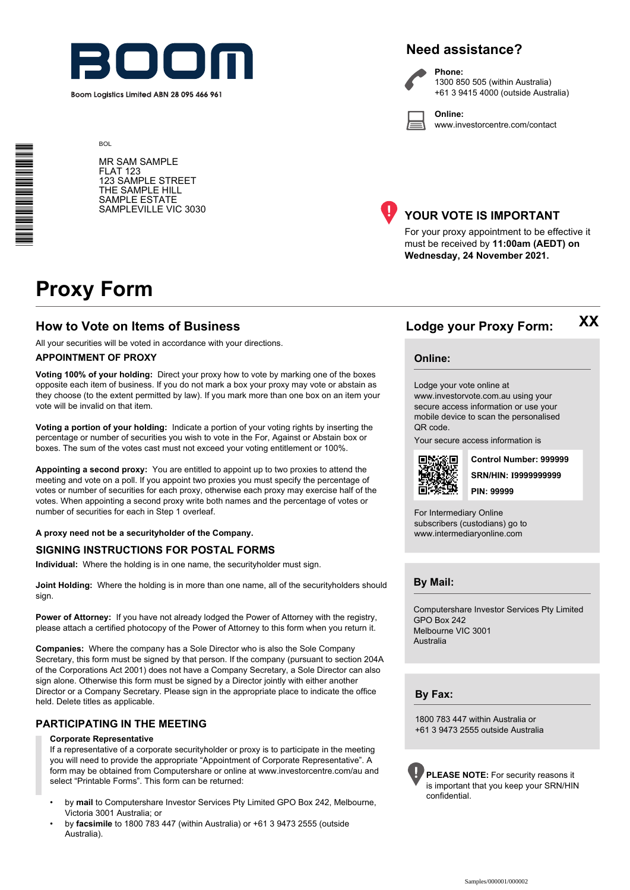Boom Logistics Limited ABN 28 095 466 961

BOL

MR SAM SAMPLE
FLAT 123
123 SAMPLE STREET
THE SAMPLE HILL
SAMPLE ESTATE
SAMPLEVILLE VIC 3030

## Need assistance?

**Phone:**
1300 850 505 (within Australia)
+61 3 9415 4000 (outside Australia)

**Online:**
www.investorcentre.com/contact

## YOUR VOTE IS IMPORTANT

For your proxy appointment to be effective it must be received by **11:00am (AEDT) on Wednesday, 24 November 2021.**

# Proxy Form

## How to Vote on Items of Business

All your securities will be voted in accordance with your directions.

### APPOINTMENT OF PROXY

**Voting 100% of your holding:** Direct your proxy how to vote by marking one of the boxes opposite each item of business. If you do not mark a box your proxy may vote or abstain as they choose (to the extent permitted by law). If you mark more than one box on an item your vote will be invalid on that item.

**Voting a portion of your holding:** Indicate a portion of your voting rights by inserting the percentage or number of securities you wish to vote in the For, Against or Abstain box or boxes. The sum of the votes cast must not exceed your voting entitlement or 100%.

**Appointing a second proxy:** You are entitled to appoint up to two proxies to attend the meeting and vote on a poll. If you appoint two proxies you must specify the percentage of votes or number of securities for each proxy, otherwise each proxy may exercise half of the votes. When appointing a second proxy write both names and the percentage of votes or number of securities for each in Step 1 overleaf.

**A proxy need not be a securityholder of the Company.**

### SIGNING INSTRUCTIONS FOR POSTAL FORMS

**Individual:** Where the holding is in one name, the securityholder must sign.

**Joint Holding:** Where the holding is in more than one name, all of the securityholders should sign.

**Power of Attorney:** If you have not already lodged the Power of Attorney with the registry, please attach a certified photocopy of the Power of Attorney to this form when you return it.

**Companies:** Where the company has a Sole Director who is also the Sole Company Secretary, this form must be signed by that person. If the company (pursuant to section 204A of the Corporations Act 2001) does not have a Company Secretary, a Sole Director can also sign alone. Otherwise this form must be signed by a Director jointly with either another Director or a Company Secretary. Please sign in the appropriate place to indicate the office held. Delete titles as applicable.

### PARTICIPATING IN THE MEETING

**Corporate Representative**
If a representative of a corporate securityholder or proxy is to participate in the meeting you will need to provide the appropriate "Appointment of Corporate Representative". A form may be obtained from Computershare or online at www.investorcentre.com/au and select "Printable Forms". This form can be returned:

- by **mail** to Computershare Investor Services Pty Limited GPO Box 242, Melbourne, Victoria 3001 Australia; or
- by **facsimile** to 1800 783 447 (within Australia) or +61 3 9473 2555 (outside Australia).

## Lodge your Proxy Form: XX

### Online:

Lodge your vote online at www.investorvote.com.au using your secure access information or use your mobile device to scan the personalised QR code.

Your secure access information is

**Control Number: 999999**
**SRN/HIN: I9999999999**
**PIN: 99999**

For Intermediary Online subscribers (custodians) go to www.intermediaryonline.com

### By Mail:

Computershare Investor Services Pty Limited
GPO Box 242
Melbourne VIC 3001
Australia

### By Fax:

1800 783 447 within Australia or
+61 3 9473 2555 outside Australia

**PLEASE NOTE:** For security reasons it is important that you keep your SRN/HIN confidential.

Samples/000001/000002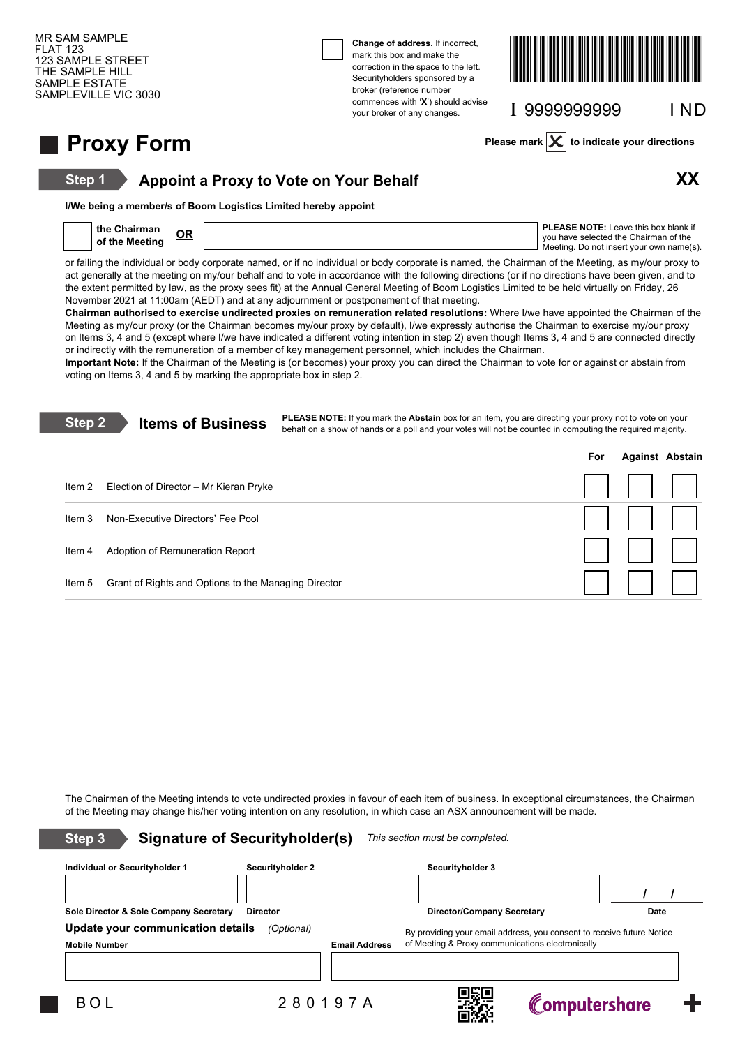MR SAM SAMPLE
FLAT 123
123 SAMPLE STREET
THE SAMPLE HILL
SAMPLE ESTATE
SAMPLEVILLE VIC 3030

☐ **Change of address.** If incorrect, mark this box and make the correction in the space to the left. Securityholders sponsored by a broker (reference number commences with '**X**') should advise your broker of any changes.

I 9999999999 I ND

# Proxy Form

**Please mark ☒ to indicate your directions**

## Step 1 Appoint a Proxy to Vote on Your Behalf

**XX**

**I/We being a member/s of Boom Logistics Limited hereby appoint**

☐ **the Chairman of the Meeting** **OR** ______________________

**PLEASE NOTE:** Leave this box blank if you have selected the Chairman of the Meeting. Do not insert your own name(s).

or failing the individual or body corporate named, or if no individual or body corporate is named, the Chairman of the Meeting, as my/our proxy to act generally at the meeting on my/our behalf and to vote in accordance with the following directions (or if no directions have been given, and to the extent permitted by law, as the proxy sees fit) at the Annual General Meeting of Boom Logistics Limited to be held virtually on Friday, 26 November 2021 at 11:00am (AEDT) and at any adjournment or postponement of that meeting.

**Chairman authorised to exercise undirected proxies on remuneration related resolutions:** Where I/we have appointed the Chairman of the Meeting as my/our proxy (or the Chairman becomes my/our proxy by default), I/we expressly authorise the Chairman to exercise my/our proxy on Items 3, 4 and 5 (except where I/we have indicated a different voting intention in step 2) even though Items 3, 4 and 5 are connected directly or indirectly with the remuneration of a member of key management personnel, which includes the Chairman.

**Important Note:** If the Chairman of the Meeting is (or becomes) your proxy you can direct the Chairman to vote for or against or abstain from voting on Items 3, 4 and 5 by marking the appropriate box in step 2.

## Step 2 Items of Business

**PLEASE NOTE:** If you mark the **Abstain** box for an item, you are directing your proxy not to vote on your behalf on a show of hands or a poll and your votes will not be counted in computing the required majority.

| | | For | Against | Abstain |
|---|---|---|---|---|
| Item 2 | Election of Director – Mr Kieran Pryke | ☐ | ☐ | ☐ |
| Item 3 | Non-Executive Directors' Fee Pool | ☐ | ☐ | ☐ |
| Item 4 | Adoption of Remuneration Report | ☐ | ☐ | ☐ |
| Item 5 | Grant of Rights and Options to the Managing Director | ☐ | ☐ | ☐ |

The Chairman of the Meeting intends to vote undirected proxies in favour of each item of business. In exceptional circumstances, the Chairman of the Meeting may change his/her voting intention on any resolution, in which case an ASX announcement will be made.

## Step 3 Signature of Securityholder(s)

*This section must be completed.*

| Individual or Securityholder 1 | Securityholder 2 | Securityholder 3 | |
|---|---|---|---|
| | | | / / |
| Sole Director & Sole Company Secretary | Director | Director/Company Secretary | Date |

**Update your communication details** *(Optional)*

**Mobile Number** **Email Address**

By providing your email address, you consent to receive future Notice of Meeting & Proxy communications electronically

BOL 280197A

Computershare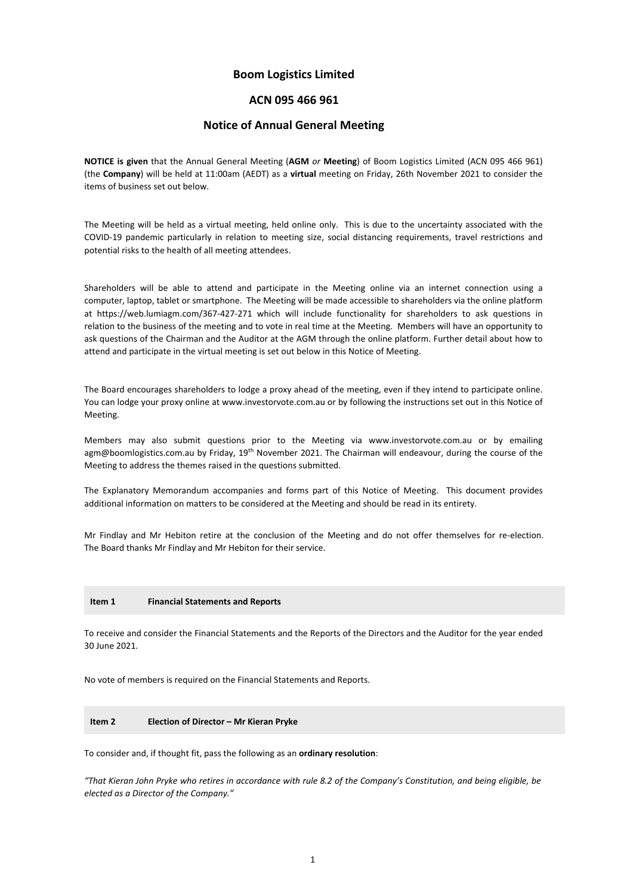# Boom Logistics Limited

## ACN 095 466 961

## Notice of Annual General Meeting

**NOTICE is given** that the Annual General Meeting (**AGM** *or* **Meeting**) of Boom Logistics Limited (ACN 095 466 961) (the **Company**) will be held at 11:00am (AEDT) as a **virtual** meeting on Friday, 26th November 2021 to consider the items of business set out below.

The Meeting will be held as a virtual meeting, held online only. This is due to the uncertainty associated with the COVID-19 pandemic particularly in relation to meeting size, social distancing requirements, travel restrictions and potential risks to the health of all meeting attendees.

Shareholders will be able to attend and participate in the Meeting online via an internet connection using a computer, laptop, tablet or smartphone. The Meeting will be made accessible to shareholders via the online platform at https://web.lumiagm.com/367-427-271 which will include functionality for shareholders to ask questions in relation to the business of the meeting and to vote in real time at the Meeting. Members will have an opportunity to ask questions of the Chairman and the Auditor at the AGM through the online platform. Further detail about how to attend and participate in the virtual meeting is set out below in this Notice of Meeting.

The Board encourages shareholders to lodge a proxy ahead of the meeting, even if they intend to participate online. You can lodge your proxy online at www.investorvote.com.au or by following the instructions set out in this Notice of Meeting.

Members may also submit questions prior to the Meeting via www.investorvote.com.au or by emailing agm@boomlogistics.com.au by Friday, 19th November 2021. The Chairman will endeavour, during the course of the Meeting to address the themes raised in the questions submitted.

The Explanatory Memorandum accompanies and forms part of this Notice of Meeting. This document provides additional information on matters to be considered at the Meeting and should be read in its entirety.

Mr Findlay and Mr Hebiton retire at the conclusion of the Meeting and do not offer themselves for re-election. The Board thanks Mr Findlay and Mr Hebiton for their service.

### Item 1 Financial Statements and Reports

To receive and consider the Financial Statements and the Reports of the Directors and the Auditor for the year ended 30 June 2021.

No vote of members is required on the Financial Statements and Reports.

### Item 2 Election of Director – Mr Kieran Pryke

To consider and, if thought fit, pass the following as an **ordinary resolution**:

*"That Kieran John Pryke who retires in accordance with rule 8.2 of the Company's Constitution, and being eligible, be elected as a Director of the Company."*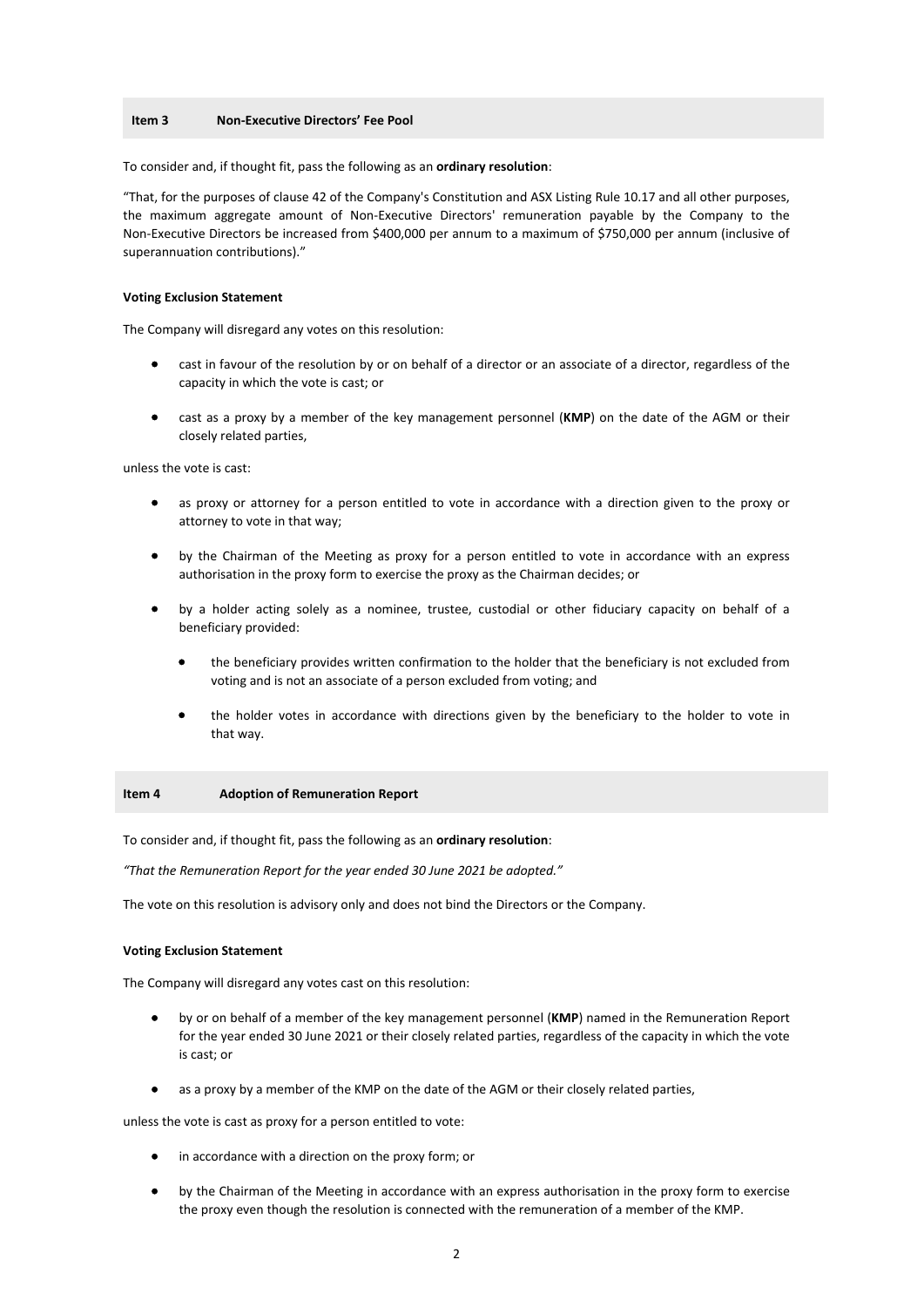## Item 3 Non-Executive Directors' Fee Pool

To consider and, if thought fit, pass the following as an **ordinary resolution**:

"That, for the purposes of clause 42 of the Company's Constitution and ASX Listing Rule 10.17 and all other purposes, the maximum aggregate amount of Non-Executive Directors' remuneration payable by the Company to the Non-Executive Directors be increased from $400,000 per annum to a maximum of $750,000 per annum (inclusive of superannuation contributions)."

**Voting Exclusion Statement**

The Company will disregard any votes on this resolution:

- cast in favour of the resolution by or on behalf of a director or an associate of a director, regardless of the capacity in which the vote is cast; or
- cast as a proxy by a member of the key management personnel (**KMP**) on the date of the AGM or their closely related parties,

unless the vote is cast:

- as proxy or attorney for a person entitled to vote in accordance with a direction given to the proxy or attorney to vote in that way;
- by the Chairman of the Meeting as proxy for a person entitled to vote in accordance with an express authorisation in the proxy form to exercise the proxy as the Chairman decides; or
- by a holder acting solely as a nominee, trustee, custodial or other fiduciary capacity on behalf of a beneficiary provided:
  - the beneficiary provides written confirmation to the holder that the beneficiary is not excluded from voting and is not an associate of a person excluded from voting; and
  - the holder votes in accordance with directions given by the beneficiary to the holder to vote in that way.

## Item 4 Adoption of Remuneration Report

To consider and, if thought fit, pass the following as an **ordinary resolution**:

*"That the Remuneration Report for the year ended 30 June 2021 be adopted."*

The vote on this resolution is advisory only and does not bind the Directors or the Company.

**Voting Exclusion Statement**

The Company will disregard any votes cast on this resolution:

- by or on behalf of a member of the key management personnel (**KMP**) named in the Remuneration Report for the year ended 30 June 2021 or their closely related parties, regardless of the capacity in which the vote is cast; or
- as a proxy by a member of the KMP on the date of the AGM or their closely related parties,

unless the vote is cast as proxy for a person entitled to vote:

- in accordance with a direction on the proxy form; or
- by the Chairman of the Meeting in accordance with an express authorisation in the proxy form to exercise the proxy even though the resolution is connected with the remuneration of a member of the KMP.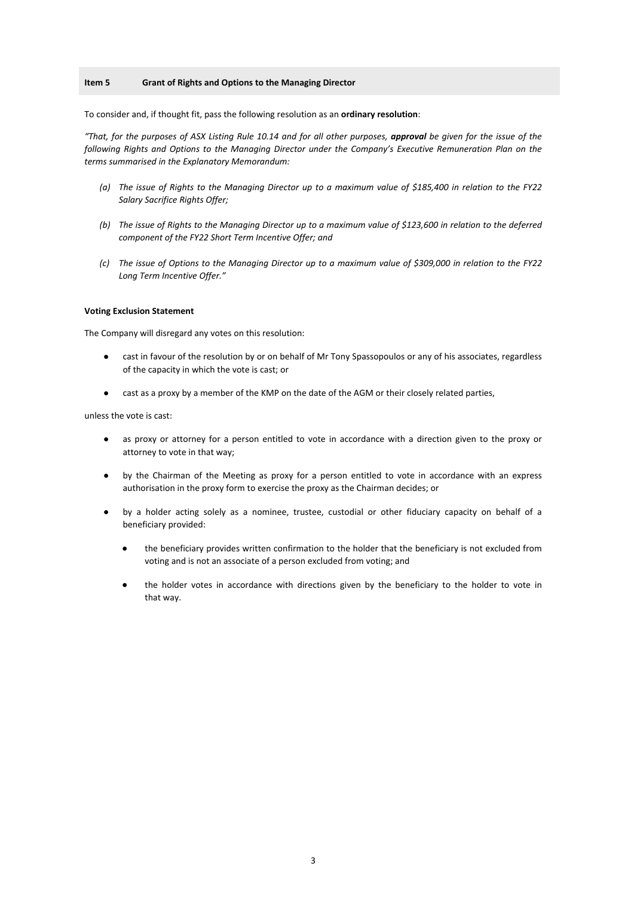## Item 5 Grant of Rights and Options to the Managing Director

To consider and, if thought fit, pass the following resolution as an **ordinary resolution**:

*"That, for the purposes of ASX Listing Rule 10.14 and for all other purposes,* ***approval*** *be given for the issue of the following Rights and Options to the Managing Director under the Company's Executive Remuneration Plan on the terms summarised in the Explanatory Memorandum:*

*(a) The issue of Rights to the Managing Director up to a maximum value of $185,400 in relation to the FY22 Salary Sacrifice Rights Offer;*

*(b) The issue of Rights to the Managing Director up to a maximum value of $123,600 in relation to the deferred component of the FY22 Short Term Incentive Offer; and*

*(c) The issue of Options to the Managing Director up to a maximum value of $309,000 in relation to the FY22 Long Term Incentive Offer."*

**Voting Exclusion Statement**

The Company will disregard any votes on this resolution:

- cast in favour of the resolution by or on behalf of Mr Tony Spassopoulos or any of his associates, regardless of the capacity in which the vote is cast; or
- cast as a proxy by a member of the KMP on the date of the AGM or their closely related parties,

unless the vote is cast:

- as proxy or attorney for a person entitled to vote in accordance with a direction given to the proxy or attorney to vote in that way;
- by the Chairman of the Meeting as proxy for a person entitled to vote in accordance with an express authorisation in the proxy form to exercise the proxy as the Chairman decides; or
- by a holder acting solely as a nominee, trustee, custodial or other fiduciary capacity on behalf of a beneficiary provided:
  - the beneficiary provides written confirmation to the holder that the beneficiary is not excluded from voting and is not an associate of a person excluded from voting; and
  - the holder votes in accordance with directions given by the beneficiary to the holder to vote in that way.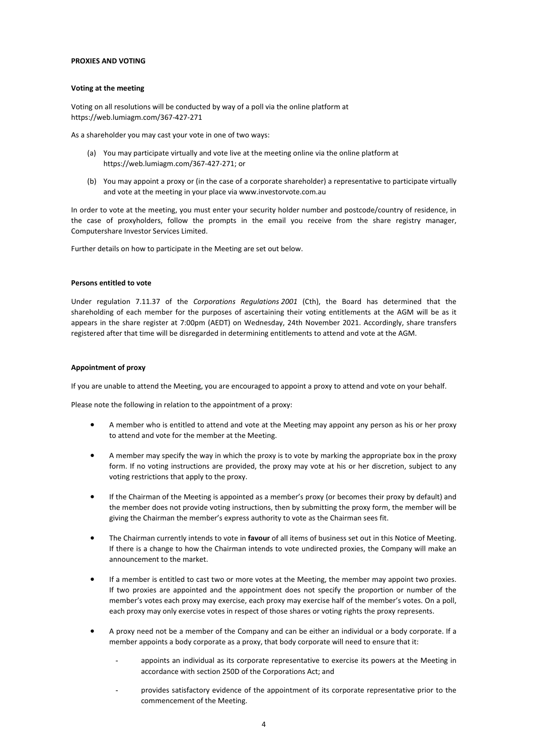## PROXIES AND VOTING

### Voting at the meeting

Voting on all resolutions will be conducted by way of a poll via the online platform at https://web.lumiagm.com/367-427-271

As a shareholder you may cast your vote in one of two ways:

(a) You may participate virtually and vote live at the meeting online via the online platform at https://web.lumiagm.com/367-427-271; or

(b) You may appoint a proxy or (in the case of a corporate shareholder) a representative to participate virtually and vote at the meeting in your place via www.investorvote.com.au

In order to vote at the meeting, you must enter your security holder number and postcode/country of residence, in the case of proxyholders, follow the prompts in the email you receive from the share registry manager, Computershare Investor Services Limited.

Further details on how to participate in the Meeting are set out below.

### Persons entitled to vote

Under regulation 7.11.37 of the *Corporations Regulations 2001* (Cth), the Board has determined that the shareholding of each member for the purposes of ascertaining their voting entitlements at the AGM will be as it appears in the share register at 7:00pm (AEDT) on Wednesday, 24th November 2021. Accordingly, share transfers registered after that time will be disregarded in determining entitlements to attend and vote at the AGM.

### Appointment of proxy

If you are unable to attend the Meeting, you are encouraged to appoint a proxy to attend and vote on your behalf.

Please note the following in relation to the appointment of a proxy:

- A member who is entitled to attend and vote at the Meeting may appoint any person as his or her proxy to attend and vote for the member at the Meeting.
- A member may specify the way in which the proxy is to vote by marking the appropriate box in the proxy form. If no voting instructions are provided, the proxy may vote at his or her discretion, subject to any voting restrictions that apply to the proxy.
- If the Chairman of the Meeting is appointed as a member's proxy (or becomes their proxy by default) and the member does not provide voting instructions, then by submitting the proxy form, the member will be giving the Chairman the member's express authority to vote as the Chairman sees fit.
- The Chairman currently intends to vote in **favour** of all items of business set out in this Notice of Meeting. If there is a change to how the Chairman intends to vote undirected proxies, the Company will make an announcement to the market.
- If a member is entitled to cast two or more votes at the Meeting, the member may appoint two proxies. If two proxies are appointed and the appointment does not specify the proportion or number of the member's votes each proxy may exercise, each proxy may exercise half of the member's votes. On a poll, each proxy may only exercise votes in respect of those shares or voting rights the proxy represents.
- A proxy need not be a member of the Company and can be either an individual or a body corporate. If a member appoints a body corporate as a proxy, that body corporate will need to ensure that it:
  - appoints an individual as its corporate representative to exercise its powers at the Meeting in accordance with section 250D of the Corporations Act; and
  - provides satisfactory evidence of the appointment of its corporate representative prior to the commencement of the Meeting.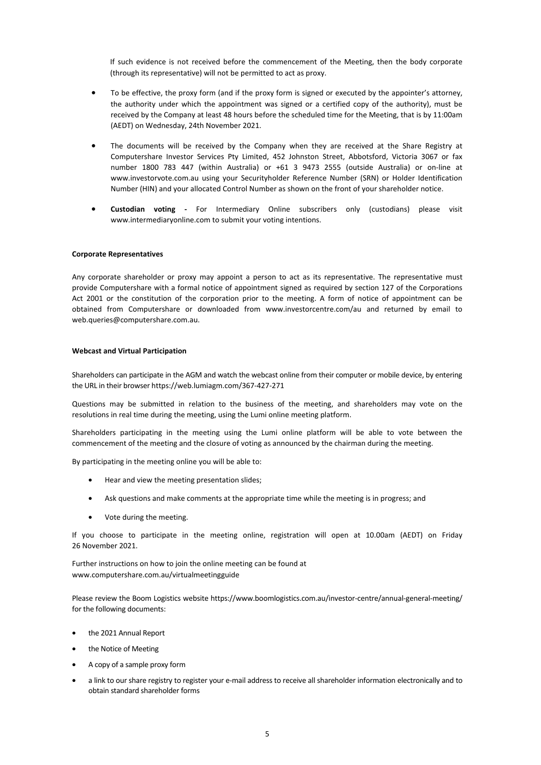If such evidence is not received before the commencement of the Meeting, then the body corporate (through its representative) will not be permitted to act as proxy.

- To be effective, the proxy form (and if the proxy form is signed or executed by the appointer's attorney, the authority under which the appointment was signed or a certified copy of the authority), must be received by the Company at least 48 hours before the scheduled time for the Meeting, that is by 11:00am (AEDT) on Wednesday, 24th November 2021.
- The documents will be received by the Company when they are received at the Share Registry at Computershare Investor Services Pty Limited, 452 Johnston Street, Abbotsford, Victoria 3067 or fax number 1800 783 447 (within Australia) or +61 3 9473 2555 (outside Australia) or on-line at www.investorvote.com.au using your Securityholder Reference Number (SRN) or Holder Identification Number (HIN) and your allocated Control Number as shown on the front of your shareholder notice.
- **Custodian voting -** For Intermediary Online subscribers only (custodians) please visit www.intermediaryonline.com to submit your voting intentions.

**Corporate Representatives**

Any corporate shareholder or proxy may appoint a person to act as its representative. The representative must provide Computershare with a formal notice of appointment signed as required by section 127 of the Corporations Act 2001 or the constitution of the corporation prior to the meeting. A form of notice of appointment can be obtained from Computershare or downloaded from www.investorcentre.com/au and returned by email to web.queries@computershare.com.au.

**Webcast and Virtual Participation**

Shareholders can participate in the AGM and watch the webcast online from their computer or mobile device, by entering the URL in their browser https://web.lumiagm.com/367-427-271

Questions may be submitted in relation to the business of the meeting, and shareholders may vote on the resolutions in real time during the meeting, using the Lumi online meeting platform.

Shareholders participating in the meeting using the Lumi online platform will be able to vote between the commencement of the meeting and the closure of voting as announced by the chairman during the meeting.

By participating in the meeting online you will be able to:

- Hear and view the meeting presentation slides;
- Ask questions and make comments at the appropriate time while the meeting is in progress; and
- Vote during the meeting.

If you choose to participate in the meeting online, registration will open at 10.00am (AEDT) on Friday 26 November 2021.

Further instructions on how to join the online meeting can be found at www.computershare.com.au/virtualmeetingguide

Please review the Boom Logistics website https://www.boomlogistics.com.au/investor-centre/annual-general-meeting/ for the following documents:

- the 2021 Annual Report
- the Notice of Meeting
- A copy of a sample proxy form
- a link to our share registry to register your e-mail address to receive all shareholder information electronically and to obtain standard shareholder forms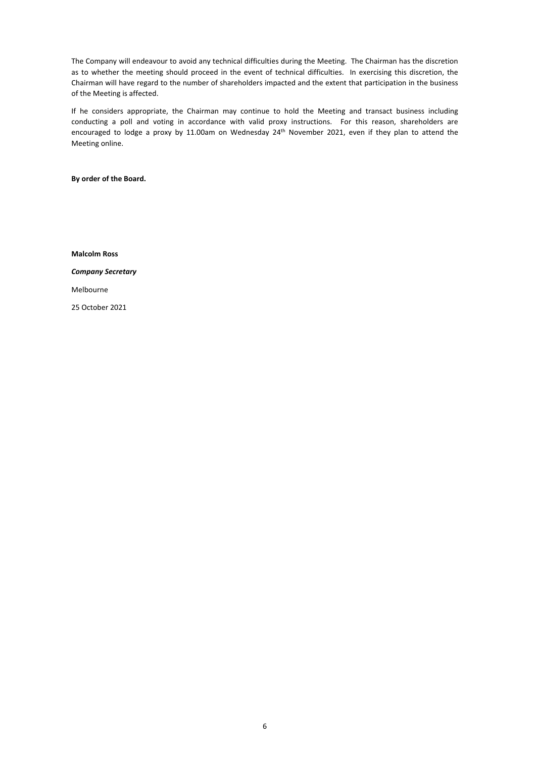The Company will endeavour to avoid any technical difficulties during the Meeting. The Chairman has the discretion as to whether the meeting should proceed in the event of technical difficulties. In exercising this discretion, the Chairman will have regard to the number of shareholders impacted and the extent that participation in the business of the Meeting is affected.

If he considers appropriate, the Chairman may continue to hold the Meeting and transact business including conducting a poll and voting in accordance with valid proxy instructions. For this reason, shareholders are encouraged to lodge a proxy by 11.00am on Wednesday 24th November 2021, even if they plan to attend the Meeting online.

**By order of the Board.**

**Malcolm Ross**

***Company Secretary***

Melbourne

25 October 2021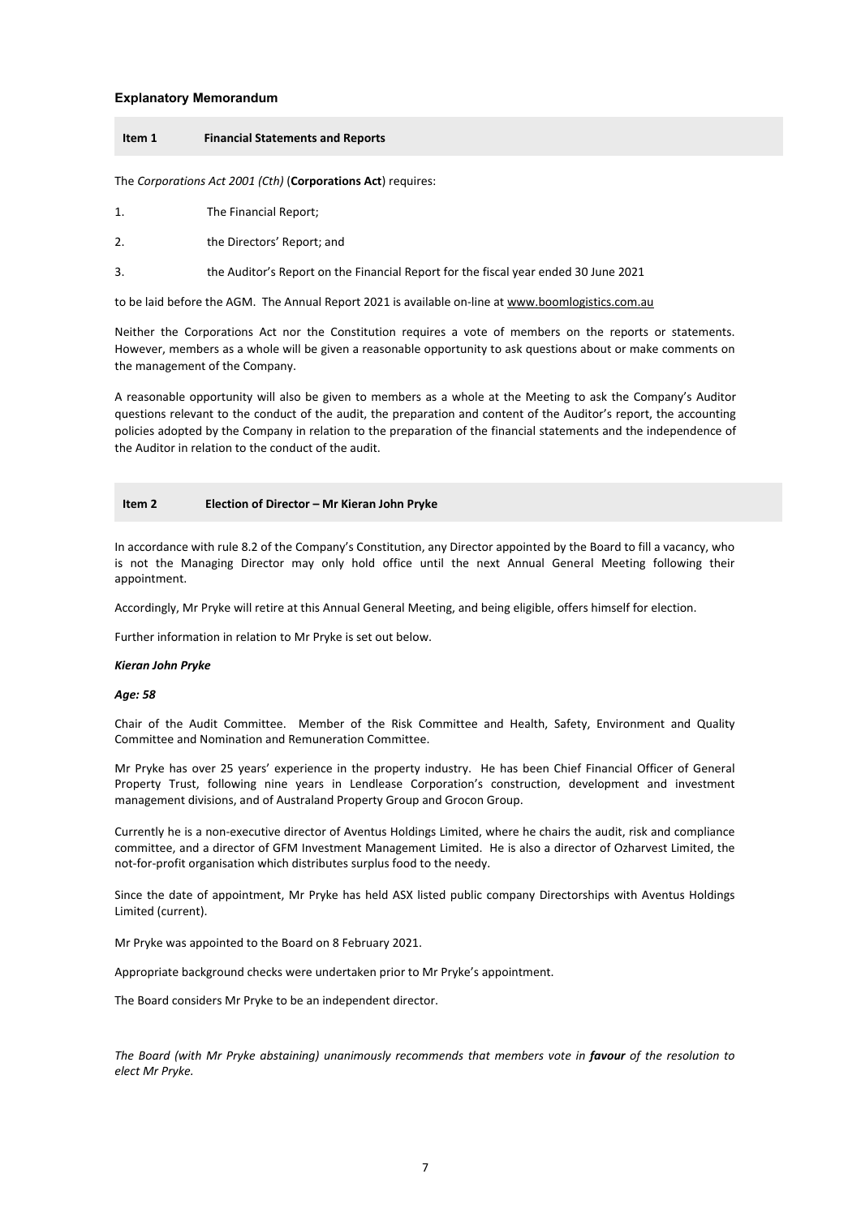## Explanatory Memorandum

### Item 1 Financial Statements and Reports

The *Corporations Act 2001 (Cth)* (**Corporations Act**) requires:

1. The Financial Report;
2. the Directors' Report; and
3. the Auditor's Report on the Financial Report for the fiscal year ended 30 June 2021

to be laid before the AGM. The Annual Report 2021 is available on-line at www.boomlogistics.com.au

Neither the Corporations Act nor the Constitution requires a vote of members on the reports or statements. However, members as a whole will be given a reasonable opportunity to ask questions about or make comments on the management of the Company.

A reasonable opportunity will also be given to members as a whole at the Meeting to ask the Company's Auditor questions relevant to the conduct of the audit, the preparation and content of the Auditor's report, the accounting policies adopted by the Company in relation to the preparation of the financial statements and the independence of the Auditor in relation to the conduct of the audit.

### Item 2 Election of Director – Mr Kieran John Pryke

In accordance with rule 8.2 of the Company's Constitution, any Director appointed by the Board to fill a vacancy, who is not the Managing Director may only hold office until the next Annual General Meeting following their appointment.

Accordingly, Mr Pryke will retire at this Annual General Meeting, and being eligible, offers himself for election.

Further information in relation to Mr Pryke is set out below.

***Kieran John Pryke***

***Age: 58***

Chair of the Audit Committee. Member of the Risk Committee and Health, Safety, Environment and Quality Committee and Nomination and Remuneration Committee.

Mr Pryke has over 25 years' experience in the property industry. He has been Chief Financial Officer of General Property Trust, following nine years in Lendlease Corporation's construction, development and investment management divisions, and of Australand Property Group and Grocon Group.

Currently he is a non-executive director of Aventus Holdings Limited, where he chairs the audit, risk and compliance committee, and a director of GFM Investment Management Limited. He is also a director of Ozharvest Limited, the not-for-profit organisation which distributes surplus food to the needy.

Since the date of appointment, Mr Pryke has held ASX listed public company Directorships with Aventus Holdings Limited (current).

Mr Pryke was appointed to the Board on 8 February 2021.

Appropriate background checks were undertaken prior to Mr Pryke's appointment.

The Board considers Mr Pryke to be an independent director.

*The Board (with Mr Pryke abstaining) unanimously recommends that members vote in* ***favour*** *of the resolution to elect Mr Pryke.*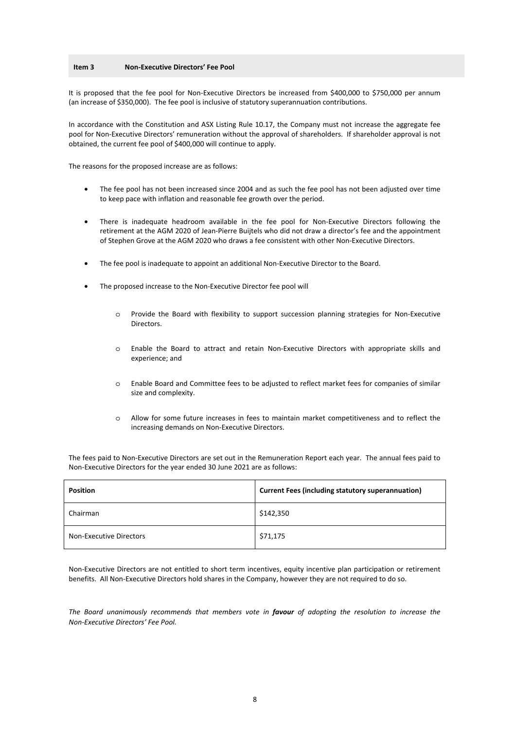## Item 3 Non-Executive Directors' Fee Pool

It is proposed that the fee pool for Non-Executive Directors be increased from $400,000 to $750,000 per annum (an increase of $350,000). The fee pool is inclusive of statutory superannuation contributions.

In accordance with the Constitution and ASX Listing Rule 10.17, the Company must not increase the aggregate fee pool for Non-Executive Directors' remuneration without the approval of shareholders. If shareholder approval is not obtained, the current fee pool of $400,000 will continue to apply.

The reasons for the proposed increase are as follows:

- The fee pool has not been increased since 2004 and as such the fee pool has not been adjusted over time to keep pace with inflation and reasonable fee growth over the period.
- There is inadequate headroom available in the fee pool for Non-Executive Directors following the retirement at the AGM 2020 of Jean-Pierre Buijtels who did not draw a director's fee and the appointment of Stephen Grove at the AGM 2020 who draws a fee consistent with other Non-Executive Directors.
- The fee pool is inadequate to appoint an additional Non-Executive Director to the Board.
- The proposed increase to the Non-Executive Director fee pool will
    - Provide the Board with flexibility to support succession planning strategies for Non-Executive Directors.
    - Enable the Board to attract and retain Non-Executive Directors with appropriate skills and experience; and
    - Enable Board and Committee fees to be adjusted to reflect market fees for companies of similar size and complexity.
    - Allow for some future increases in fees to maintain market competitiveness and to reflect the increasing demands on Non-Executive Directors.

The fees paid to Non-Executive Directors are set out in the Remuneration Report each year. The annual fees paid to Non-Executive Directors for the year ended 30 June 2021 are as follows:

| Position | Current Fees (including statutory superannuation) |
|---|---|
| Chairman | $142,350 |
| Non-Executive Directors | $71,175 |

Non-Executive Directors are not entitled to short term incentives, equity incentive plan participation or retirement benefits. All Non-Executive Directors hold shares in the Company, however they are not required to do so.

*The Board unanimously recommends that members vote in **favour** of adopting the resolution to increase the Non-Executive Directors' Fee Pool.*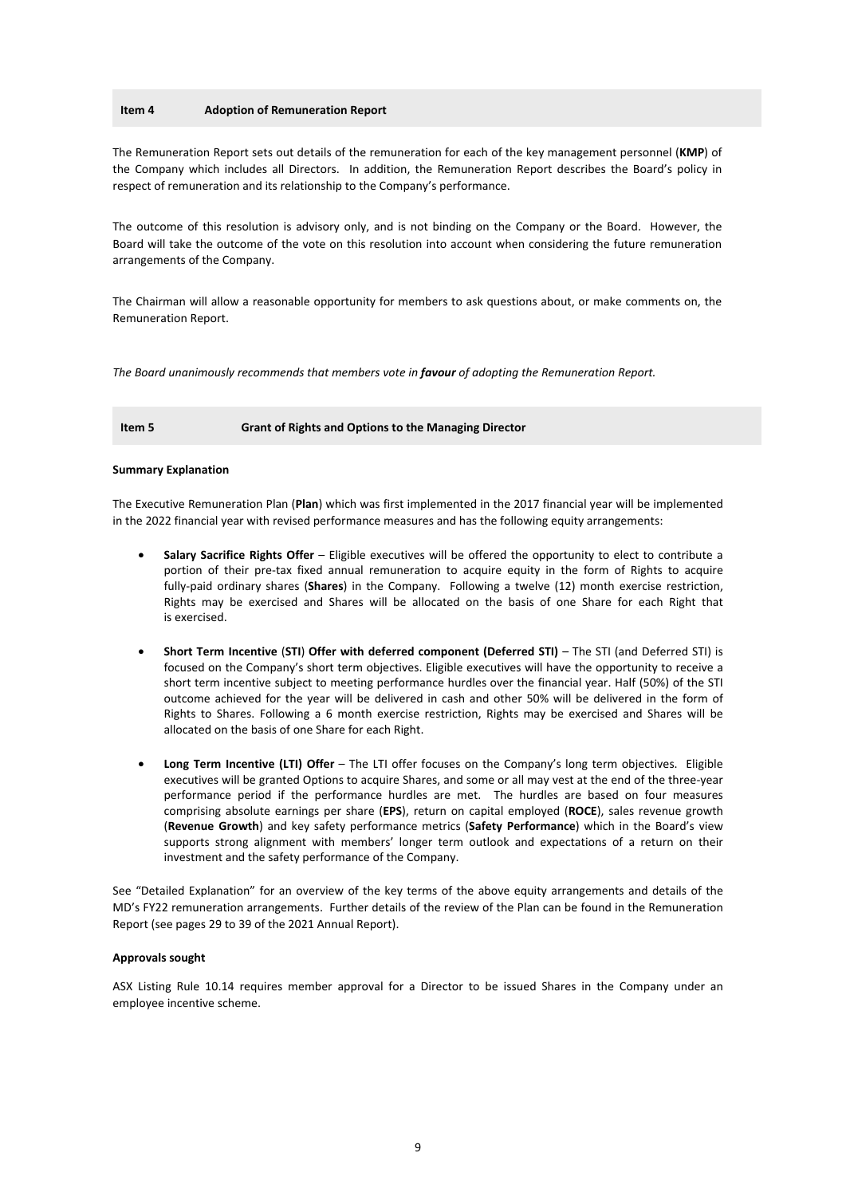## Item 4 Adoption of Remuneration Report

The Remuneration Report sets out details of the remuneration for each of the key management personnel (**KMP**) of the Company which includes all Directors. In addition, the Remuneration Report describes the Board's policy in respect of remuneration and its relationship to the Company's performance.

The outcome of this resolution is advisory only, and is not binding on the Company or the Board. However, the Board will take the outcome of the vote on this resolution into account when considering the future remuneration arrangements of the Company.

The Chairman will allow a reasonable opportunity for members to ask questions about, or make comments on, the Remuneration Report.

*The Board unanimously recommends that members vote in* ***favour*** *of adopting the Remuneration Report.*

## Item 5 Grant of Rights and Options to the Managing Director

**Summary Explanation**

The Executive Remuneration Plan (**Plan**) which was first implemented in the 2017 financial year will be implemented in the 2022 financial year with revised performance measures and has the following equity arrangements:

- **Salary Sacrifice Rights Offer** – Eligible executives will be offered the opportunity to elect to contribute a portion of their pre-tax fixed annual remuneration to acquire equity in the form of Rights to acquire fully-paid ordinary shares (**Shares**) in the Company. Following a twelve (12) month exercise restriction, Rights may be exercised and Shares will be allocated on the basis of one Share for each Right that is exercised.
- **Short Term Incentive** (**STI**) **Offer with deferred component (Deferred STI)** – The STI (and Deferred STI) is focused on the Company's short term objectives. Eligible executives will have the opportunity to receive a short term incentive subject to meeting performance hurdles over the financial year. Half (50%) of the STI outcome achieved for the year will be delivered in cash and other 50% will be delivered in the form of Rights to Shares. Following a 6 month exercise restriction, Rights may be exercised and Shares will be allocated on the basis of one Share for each Right.
- **Long Term Incentive (LTI) Offer** – The LTI offer focuses on the Company's long term objectives. Eligible executives will be granted Options to acquire Shares, and some or all may vest at the end of the three-year performance period if the performance hurdles are met. The hurdles are based on four measures comprising absolute earnings per share (**EPS**), return on capital employed (**ROCE**), sales revenue growth (**Revenue Growth**) and key safety performance metrics (**Safety Performance**) which in the Board's view supports strong alignment with members' longer term outlook and expectations of a return on their investment and the safety performance of the Company.

See "Detailed Explanation" for an overview of the key terms of the above equity arrangements and details of the MD's FY22 remuneration arrangements. Further details of the review of the Plan can be found in the Remuneration Report (see pages 29 to 39 of the 2021 Annual Report).

**Approvals sought**

ASX Listing Rule 10.14 requires member approval for a Director to be issued Shares in the Company under an employee incentive scheme.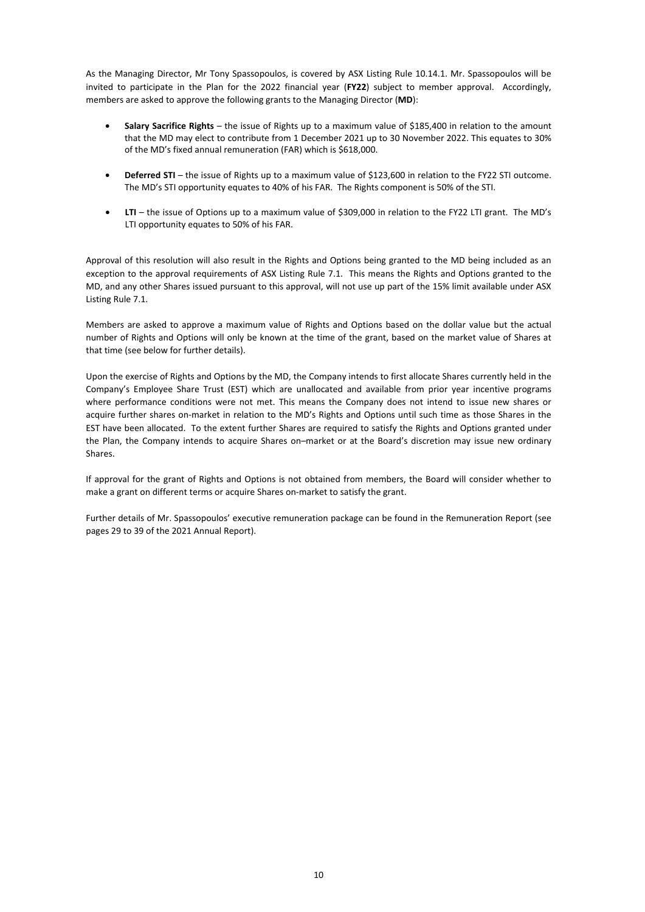As the Managing Director, Mr Tony Spassopoulos, is covered by ASX Listing Rule 10.14.1. Mr. Spassopoulos will be invited to participate in the Plan for the 2022 financial year (**FY22**) subject to member approval. Accordingly, members are asked to approve the following grants to the Managing Director (**MD**):

- **Salary Sacrifice Rights** – the issue of Rights up to a maximum value of $185,400 in relation to the amount that the MD may elect to contribute from 1 December 2021 up to 30 November 2022. This equates to 30% of the MD's fixed annual remuneration (FAR) which is $618,000.
- **Deferred STI** – the issue of Rights up to a maximum value of $123,600 in relation to the FY22 STI outcome. The MD's STI opportunity equates to 40% of his FAR. The Rights component is 50% of the STI.
- **LTI** – the issue of Options up to a maximum value of $309,000 in relation to the FY22 LTI grant. The MD's LTI opportunity equates to 50% of his FAR.

Approval of this resolution will also result in the Rights and Options being granted to the MD being included as an exception to the approval requirements of ASX Listing Rule 7.1. This means the Rights and Options granted to the MD, and any other Shares issued pursuant to this approval, will not use up part of the 15% limit available under ASX Listing Rule 7.1.

Members are asked to approve a maximum value of Rights and Options based on the dollar value but the actual number of Rights and Options will only be known at the time of the grant, based on the market value of Shares at that time (see below for further details).

Upon the exercise of Rights and Options by the MD, the Company intends to first allocate Shares currently held in the Company's Employee Share Trust (EST) which are unallocated and available from prior year incentive programs where performance conditions were not met. This means the Company does not intend to issue new shares or acquire further shares on-market in relation to the MD's Rights and Options until such time as those Shares in the EST have been allocated. To the extent further Shares are required to satisfy the Rights and Options granted under the Plan, the Company intends to acquire Shares on–market or at the Board's discretion may issue new ordinary Shares.

If approval for the grant of Rights and Options is not obtained from members, the Board will consider whether to make a grant on different terms or acquire Shares on-market to satisfy the grant.

Further details of Mr. Spassopoulos' executive remuneration package can be found in the Remuneration Report (see pages 29 to 39 of the 2021 Annual Report).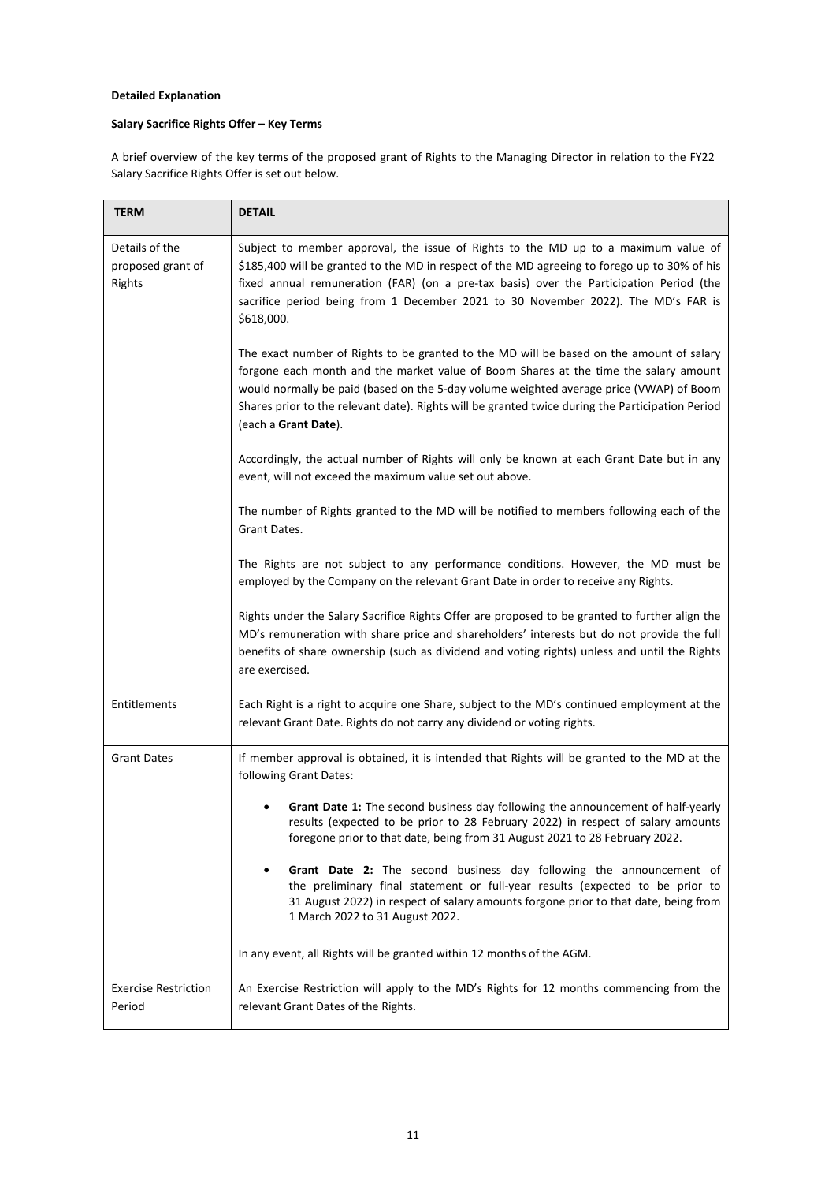**Detailed Explanation**

**Salary Sacrifice Rights Offer – Key Terms**

A brief overview of the key terms of the proposed grant of Rights to the Managing Director in relation to the FY22 Salary Sacrifice Rights Offer is set out below.

| TERM | DETAIL |
|---|---|
| Details of the proposed grant of Rights | Subject to member approval, the issue of Rights to the MD up to a maximum value of $185,400 will be granted to the MD in respect of the MD agreeing to forego up to 30% of his fixed annual remuneration (FAR) (on a pre-tax basis) over the Participation Period (the sacrifice period being from 1 December 2021 to 30 November 2022). The MD's FAR is $618,000.<br><br>The exact number of Rights to be granted to the MD will be based on the amount of salary forgone each month and the market value of Boom Shares at the time the salary amount would normally be paid (based on the 5-day volume weighted average price (VWAP) of Boom Shares prior to the relevant date). Rights will be granted twice during the Participation Period (each a **Grant Date**).<br><br>Accordingly, the actual number of Rights will only be known at each Grant Date but in any event, will not exceed the maximum value set out above.<br><br>The number of Rights granted to the MD will be notified to members following each of the Grant Dates.<br><br>The Rights are not subject to any performance conditions. However, the MD must be employed by the Company on the relevant Grant Date in order to receive any Rights.<br><br>Rights under the Salary Sacrifice Rights Offer are proposed to be granted to further align the MD's remuneration with share price and shareholders' interests but do not provide the full benefits of share ownership (such as dividend and voting rights) unless and until the Rights are exercised. |
| Entitlements | Each Right is a right to acquire one Share, subject to the MD's continued employment at the relevant Grant Date. Rights do not carry any dividend or voting rights. |
| Grant Dates | If member approval is obtained, it is intended that Rights will be granted to the MD at the following Grant Dates:<br><br>• **Grant Date 1:** The second business day following the announcement of half-yearly results (expected to be prior to 28 February 2022) in respect of salary amounts foregone prior to that date, being from 31 August 2021 to 28 February 2022.<br><br>• **Grant Date 2:** The second business day following the announcement of the preliminary final statement or full-year results (expected to be prior to 31 August 2022) in respect of salary amounts forgone prior to that date, being from 1 March 2022 to 31 August 2022.<br><br>In any event, all Rights will be granted within 12 months of the AGM. |
| Exercise Restriction Period | An Exercise Restriction will apply to the MD's Rights for 12 months commencing from the relevant Grant Dates of the Rights. |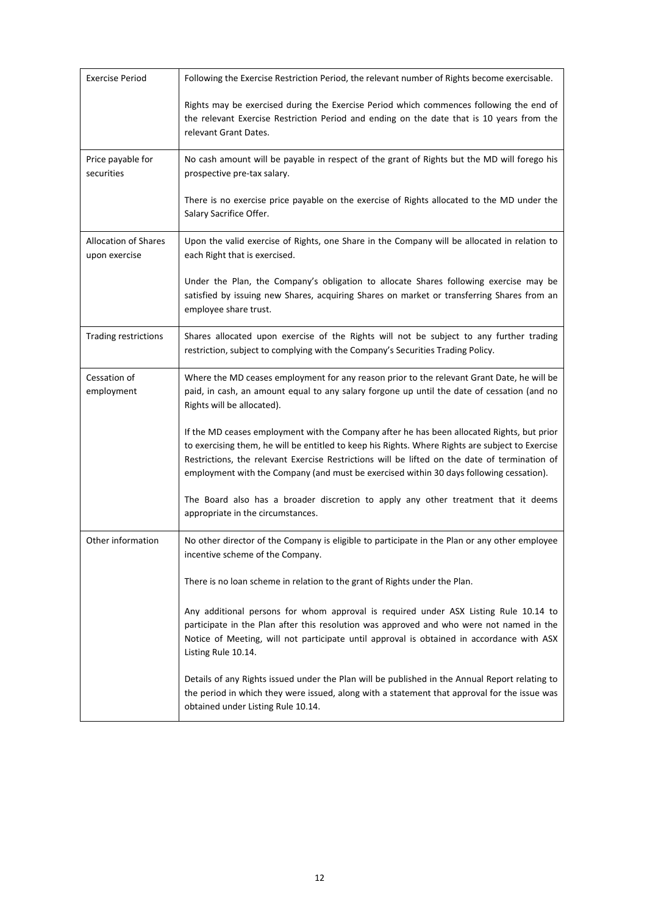| | |
|---|---|
| Exercise Period | Following the Exercise Restriction Period, the relevant number of Rights become exercisable.<br><br>Rights may be exercised during the Exercise Period which commences following the end of the relevant Exercise Restriction Period and ending on the date that is 10 years from the relevant Grant Dates. |
| Price payable for securities | No cash amount will be payable in respect of the grant of Rights but the MD will forego his prospective pre-tax salary.<br><br>There is no exercise price payable on the exercise of Rights allocated to the MD under the Salary Sacrifice Offer. |
| Allocation of Shares upon exercise | Upon the valid exercise of Rights, one Share in the Company will be allocated in relation to each Right that is exercised.<br><br>Under the Plan, the Company's obligation to allocate Shares following exercise may be satisfied by issuing new Shares, acquiring Shares on market or transferring Shares from an employee share trust. |
| Trading restrictions | Shares allocated upon exercise of the Rights will not be subject to any further trading restriction, subject to complying with the Company's Securities Trading Policy. |
| Cessation of employment | Where the MD ceases employment for any reason prior to the relevant Grant Date, he will be paid, in cash, an amount equal to any salary forgone up until the date of cessation (and no Rights will be allocated).<br><br>If the MD ceases employment with the Company after he has been allocated Rights, but prior to exercising them, he will be entitled to keep his Rights. Where Rights are subject to Exercise Restrictions, the relevant Exercise Restrictions will be lifted on the date of termination of employment with the Company (and must be exercised within 30 days following cessation).<br><br>The Board also has a broader discretion to apply any other treatment that it deems appropriate in the circumstances. |
| Other information | No other director of the Company is eligible to participate in the Plan or any other employee incentive scheme of the Company.<br><br>There is no loan scheme in relation to the grant of Rights under the Plan.<br><br>Any additional persons for whom approval is required under ASX Listing Rule 10.14 to participate in the Plan after this resolution was approved and who were not named in the Notice of Meeting, will not participate until approval is obtained in accordance with ASX Listing Rule 10.14.<br><br>Details of any Rights issued under the Plan will be published in the Annual Report relating to the period in which they were issued, along with a statement that approval for the issue was obtained under Listing Rule 10.14. |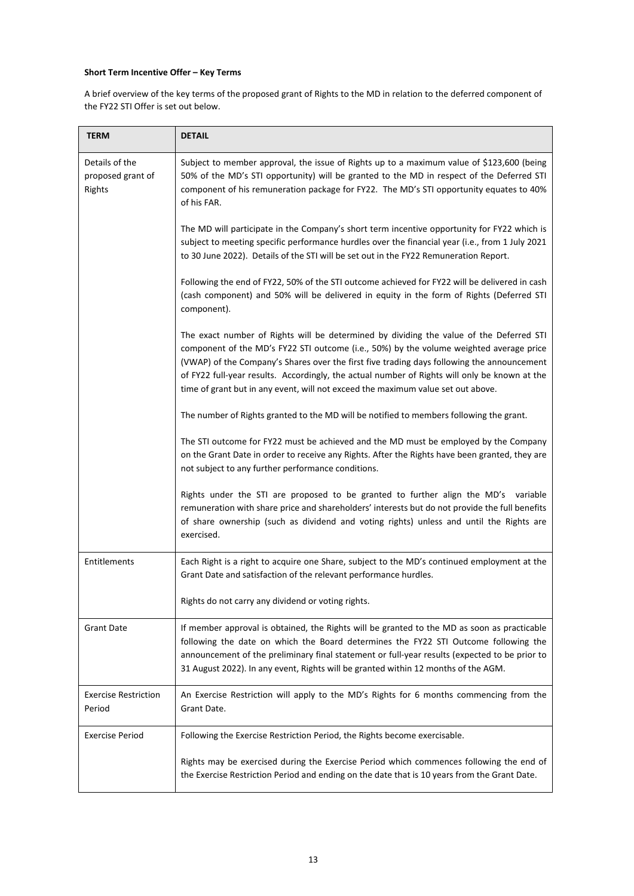**Short Term Incentive Offer – Key Terms**

A brief overview of the key terms of the proposed grant of Rights to the MD in relation to the deferred component of the FY22 STI Offer is set out below.

| TERM | DETAIL |
|---|---|
| Details of the proposed grant of Rights | Subject to member approval, the issue of Rights up to a maximum value of $123,600 (being 50% of the MD's STI opportunity) will be granted to the MD in respect of the Deferred STI component of his remuneration package for FY22. The MD's STI opportunity equates to 40% of his FAR.<br><br>The MD will participate in the Company's short term incentive opportunity for FY22 which is subject to meeting specific performance hurdles over the financial year (i.e., from 1 July 2021 to 30 June 2022). Details of the STI will be set out in the FY22 Remuneration Report.<br><br>Following the end of FY22, 50% of the STI outcome achieved for FY22 will be delivered in cash (cash component) and 50% will be delivered in equity in the form of Rights (Deferred STI component).<br><br>The exact number of Rights will be determined by dividing the value of the Deferred STI component of the MD's FY22 STI outcome (i.e., 50%) by the volume weighted average price (VWAP) of the Company's Shares over the first five trading days following the announcement of FY22 full-year results. Accordingly, the actual number of Rights will only be known at the time of grant but in any event, will not exceed the maximum value set out above.<br><br>The number of Rights granted to the MD will be notified to members following the grant.<br><br>The STI outcome for FY22 must be achieved and the MD must be employed by the Company on the Grant Date in order to receive any Rights. After the Rights have been granted, they are not subject to any further performance conditions.<br><br>Rights under the STI are proposed to be granted to further align the MD's variable remuneration with share price and shareholders' interests but do not provide the full benefits of share ownership (such as dividend and voting rights) unless and until the Rights are exercised. |
| Entitlements | Each Right is a right to acquire one Share, subject to the MD's continued employment at the Grant Date and satisfaction of the relevant performance hurdles.<br><br>Rights do not carry any dividend or voting rights. |
| Grant Date | If member approval is obtained, the Rights will be granted to the MD as soon as practicable following the date on which the Board determines the FY22 STI Outcome following the announcement of the preliminary final statement or full-year results (expected to be prior to 31 August 2022). In any event, Rights will be granted within 12 months of the AGM. |
| Exercise Restriction Period | An Exercise Restriction will apply to the MD's Rights for 6 months commencing from the Grant Date. |
| Exercise Period | Following the Exercise Restriction Period, the Rights become exercisable.<br><br>Rights may be exercised during the Exercise Period which commences following the end of the Exercise Restriction Period and ending on the date that is 10 years from the Grant Date. |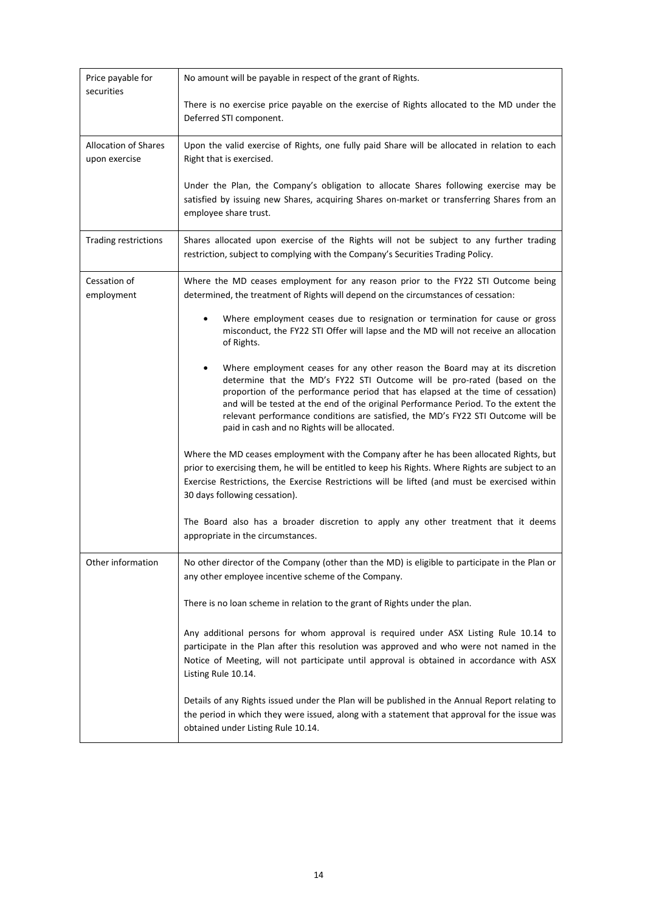| | |
|---|---|
| Price payable for securities | No amount will be payable in respect of the grant of Rights.<br><br>There is no exercise price payable on the exercise of Rights allocated to the MD under the Deferred STI component. |
| Allocation of Shares upon exercise | Upon the valid exercise of Rights, one fully paid Share will be allocated in relation to each Right that is exercised.<br><br>Under the Plan, the Company's obligation to allocate Shares following exercise may be satisfied by issuing new Shares, acquiring Shares on-market or transferring Shares from an employee share trust. |
| Trading restrictions | Shares allocated upon exercise of the Rights will not be subject to any further trading restriction, subject to complying with the Company's Securities Trading Policy. |
| Cessation of employment | Where the MD ceases employment for any reason prior to the FY22 STI Outcome being determined, the treatment of Rights will depend on the circumstances of cessation:<br><br>• Where employment ceases due to resignation or termination for cause or gross misconduct, the FY22 STI Offer will lapse and the MD will not receive an allocation of Rights.<br><br>• Where employment ceases for any other reason the Board may at its discretion determine that the MD's FY22 STI Outcome will be pro-rated (based on the proportion of the performance period that has elapsed at the time of cessation) and will be tested at the end of the original Performance Period. To the extent the relevant performance conditions are satisfied, the MD's FY22 STI Outcome will be paid in cash and no Rights will be allocated.<br><br>Where the MD ceases employment with the Company after he has been allocated Rights, but prior to exercising them, he will be entitled to keep his Rights. Where Rights are subject to an Exercise Restrictions, the Exercise Restrictions will be lifted (and must be exercised within 30 days following cessation).<br><br>The Board also has a broader discretion to apply any other treatment that it deems appropriate in the circumstances. |
| Other information | No other director of the Company (other than the MD) is eligible to participate in the Plan or any other employee incentive scheme of the Company.<br><br>There is no loan scheme in relation to the grant of Rights under the plan.<br><br>Any additional persons for whom approval is required under ASX Listing Rule 10.14 to participate in the Plan after this resolution was approved and who were not named in the Notice of Meeting, will not participate until approval is obtained in accordance with ASX Listing Rule 10.14.<br><br>Details of any Rights issued under the Plan will be published in the Annual Report relating to the period in which they were issued, along with a statement that approval for the issue was obtained under Listing Rule 10.14. |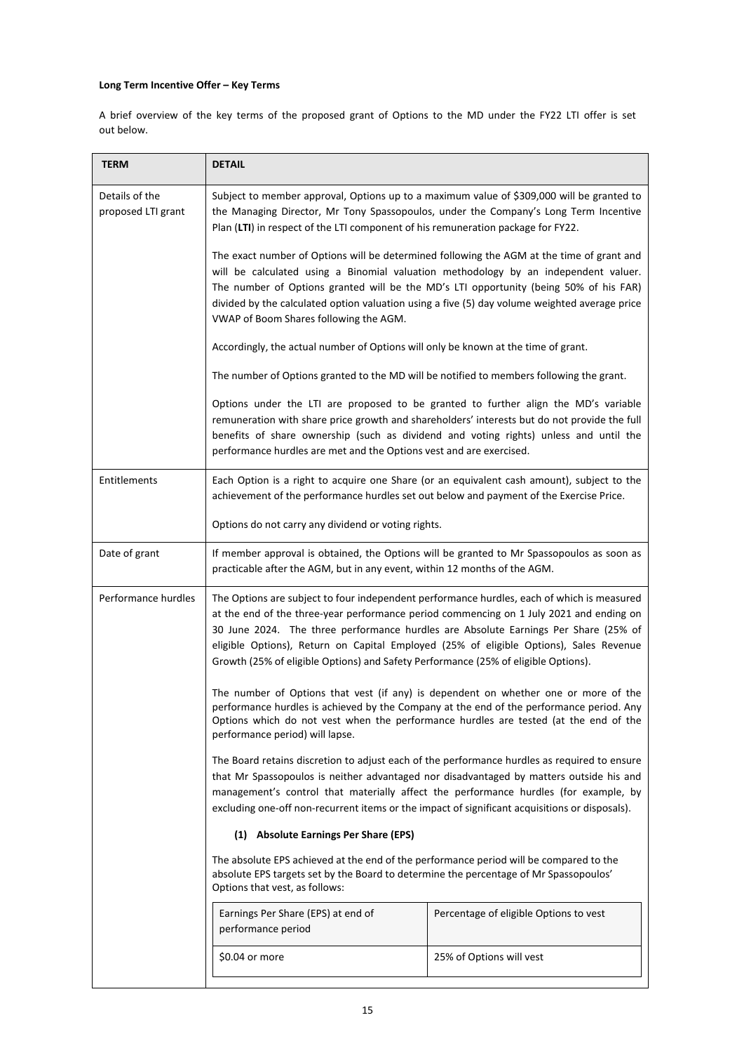**Long Term Incentive Offer – Key Terms**

A brief overview of the key terms of the proposed grant of Options to the MD under the FY22 LTI offer is set out below.

| TERM | DETAIL |
|---|---|
| Details of the proposed LTI grant | Subject to member approval, Options up to a maximum value of $309,000 will be granted to the Managing Director, Mr Tony Spassopoulos, under the Company's Long Term Incentive Plan (**LTI**) in respect of the LTI component of his remuneration package for FY22.<br><br>The exact number of Options will be determined following the AGM at the time of grant and will be calculated using a Binomial valuation methodology by an independent valuer. The number of Options granted will be the MD's LTI opportunity (being 50% of his FAR) divided by the calculated option valuation using a five (5) day volume weighted average price VWAP of Boom Shares following the AGM.<br><br>Accordingly, the actual number of Options will only be known at the time of grant.<br><br>The number of Options granted to the MD will be notified to members following the grant.<br><br>Options under the LTI are proposed to be granted to further align the MD's variable remuneration with share price growth and shareholders' interests but do not provide the full benefits of share ownership (such as dividend and voting rights) unless and until the performance hurdles are met and the Options vest and are exercised. |
| Entitlements | Each Option is a right to acquire one Share (or an equivalent cash amount), subject to the achievement of the performance hurdles set out below and payment of the Exercise Price.<br><br>Options do not carry any dividend or voting rights. |
| Date of grant | If member approval is obtained, the Options will be granted to Mr Spassopoulos as soon as practicable after the AGM, but in any event, within 12 months of the AGM. |
| Performance hurdles | The Options are subject to four independent performance hurdles, each of which is measured at the end of the three-year performance period commencing on 1 July 2021 and ending on 30 June 2024. The three performance hurdles are Absolute Earnings Per Share (25% of eligible Options), Return on Capital Employed (25% of eligible Options), Sales Revenue Growth (25% of eligible Options) and Safety Performance (25% of eligible Options).<br><br>The number of Options that vest (if any) is dependent on whether one or more of the performance hurdles is achieved by the Company at the end of the performance period. Any Options which do not vest when the performance hurdles are tested (at the end of the performance period) will lapse.<br><br>The Board retains discretion to adjust each of the performance hurdles as required to ensure that Mr Spassopoulos is neither advantaged nor disadvantaged by matters outside his and management's control that materially affect the performance hurdles (for example, by excluding one-off non-recurrent items or the impact of significant acquisitions or disposals).<br><br>**(1) Absolute Earnings Per Share (EPS)**<br><br>The absolute EPS achieved at the end of the performance period will be compared to the absolute EPS targets set by the Board to determine the percentage of Mr Spassopoulos' Options that vest, as follows:<br><br>Earnings Per Share (EPS) at end of performance period — Percentage of eligible Options to vest<br>$0.04 or more — 25% of Options will vest |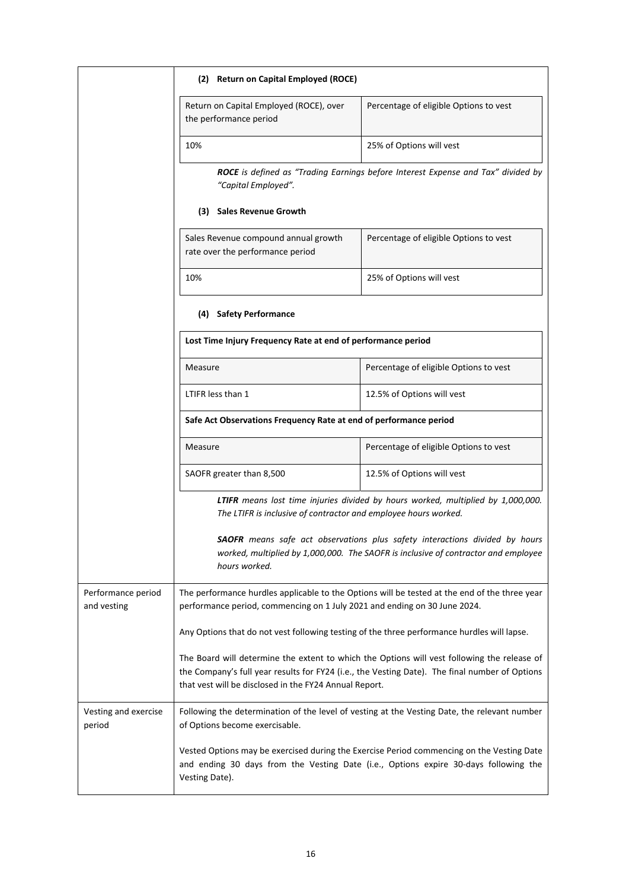| | |
|---|---|
| | **(2) Return on Capital Employed (ROCE)**<br><br>Return on Capital Employed (ROCE), over the performance period — Percentage of eligible Options to vest<br>10% — 25% of Options will vest<br><br>***ROCE** is defined as "Trading Earnings before Interest Expense and Tax" divided by "Capital Employed".*<br><br>**(3) Sales Revenue Growth**<br><br>Sales Revenue compound annual growth rate over the performance period — Percentage of eligible Options to vest<br>10% — 25% of Options will vest<br><br>**(4) Safety Performance**<br><br>**Lost Time Injury Frequency Rate at end of performance period**<br>Measure — Percentage of eligible Options to vest<br>LTIFR less than 1 — 12.5% of Options will vest<br><br>**Safe Act Observations Frequency Rate at end of performance period**<br>Measure — Percentage of eligible Options to vest<br>SAOFR greater than 8,500 — 12.5% of Options will vest<br><br>***LTIFR** means lost time injuries divided by hours worked, multiplied by 1,000,000. The LTIFR is inclusive of contractor and employee hours worked.*<br><br>***SAOFR** means safe act observations plus safety interactions divided by hours worked, multiplied by 1,000,000. The SAOFR is inclusive of contractor and employee hours worked.* |
| Performance period and vesting | The performance hurdles applicable to the Options will be tested at the end of the three year performance period, commencing on 1 July 2021 and ending on 30 June 2024.<br><br>Any Options that do not vest following testing of the three performance hurdles will lapse.<br><br>The Board will determine the extent to which the Options will vest following the release of the Company's full year results for FY24 (i.e., the Vesting Date). The final number of Options that vest will be disclosed in the FY24 Annual Report. |
| Vesting and exercise period | Following the determination of the level of vesting at the Vesting Date, the relevant number of Options become exercisable.<br><br>Vested Options may be exercised during the Exercise Period commencing on the Vesting Date and ending 30 days from the Vesting Date (i.e., Options expire 30-days following the Vesting Date). |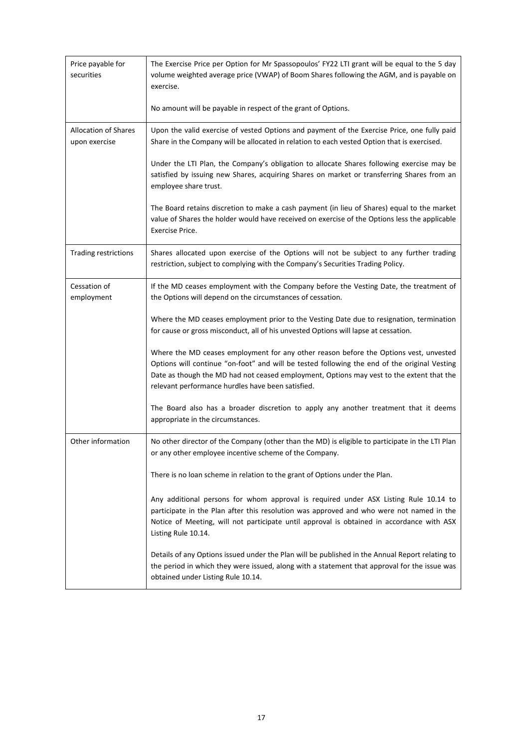| | |
|---|---|
| Price payable for securities | The Exercise Price per Option for Mr Spassopoulos' FY22 LTI grant will be equal to the 5 day volume weighted average price (VWAP) of Boom Shares following the AGM, and is payable on exercise.<br><br>No amount will be payable in respect of the grant of Options. |
| Allocation of Shares upon exercise | Upon the valid exercise of vested Options and payment of the Exercise Price, one fully paid Share in the Company will be allocated in relation to each vested Option that is exercised.<br><br>Under the LTI Plan, the Company's obligation to allocate Shares following exercise may be satisfied by issuing new Shares, acquiring Shares on market or transferring Shares from an employee share trust.<br><br>The Board retains discretion to make a cash payment (in lieu of Shares) equal to the market value of Shares the holder would have received on exercise of the Options less the applicable Exercise Price. |
| Trading restrictions | Shares allocated upon exercise of the Options will not be subject to any further trading restriction, subject to complying with the Company's Securities Trading Policy. |
| Cessation of employment | If the MD ceases employment with the Company before the Vesting Date, the treatment of the Options will depend on the circumstances of cessation.<br><br>Where the MD ceases employment prior to the Vesting Date due to resignation, termination for cause or gross misconduct, all of his unvested Options will lapse at cessation.<br><br>Where the MD ceases employment for any other reason before the Options vest, unvested Options will continue "on-foot" and will be tested following the end of the original Vesting Date as though the MD had not ceased employment, Options may vest to the extent that the relevant performance hurdles have been satisfied.<br><br>The Board also has a broader discretion to apply any another treatment that it deems appropriate in the circumstances. |
| Other information | No other director of the Company (other than the MD) is eligible to participate in the LTI Plan or any other employee incentive scheme of the Company.<br><br>There is no loan scheme in relation to the grant of Options under the Plan.<br><br>Any additional persons for whom approval is required under ASX Listing Rule 10.14 to participate in the Plan after this resolution was approved and who were not named in the Notice of Meeting, will not participate until approval is obtained in accordance with ASX Listing Rule 10.14.<br><br>Details of any Options issued under the Plan will be published in the Annual Report relating to the period in which they were issued, along with a statement that approval for the issue was obtained under Listing Rule 10.14. |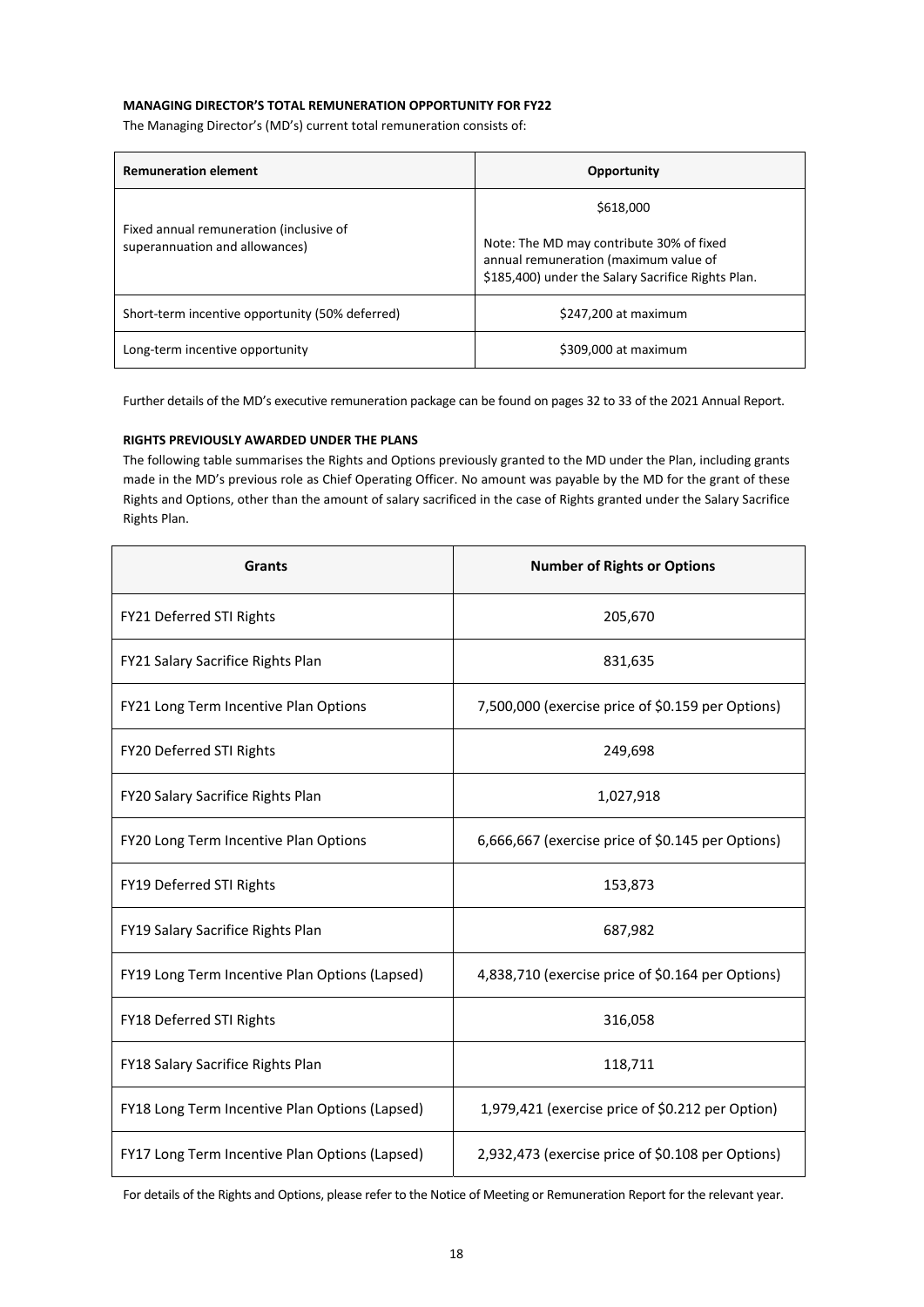**MANAGING DIRECTOR'S TOTAL REMUNERATION OPPORTUNITY FOR FY22**

The Managing Director's (MD's) current total remuneration consists of:

| Remuneration element | Opportunity |
|---|---|
| Fixed annual remuneration (inclusive of superannuation and allowances) | \$618,000<br><br>Note: The MD may contribute 30% of fixed annual remuneration (maximum value of \$185,400) under the Salary Sacrifice Rights Plan. |
| Short-term incentive opportunity (50% deferred) | \$247,200 at maximum |
| Long-term incentive opportunity | \$309,000 at maximum |

Further details of the MD's executive remuneration package can be found on pages 32 to 33 of the 2021 Annual Report.

**RIGHTS PREVIOUSLY AWARDED UNDER THE PLANS**

The following table summarises the Rights and Options previously granted to the MD under the Plan, including grants made in the MD's previous role as Chief Operating Officer. No amount was payable by the MD for the grant of these Rights and Options, other than the amount of salary sacrificed in the case of Rights granted under the Salary Sacrifice Rights Plan.

| Grants | Number of Rights or Options |
|---|---|
| FY21 Deferred STI Rights | 205,670 |
| FY21 Salary Sacrifice Rights Plan | 831,635 |
| FY21 Long Term Incentive Plan Options | 7,500,000 (exercise price of \$0.159 per Options) |
| FY20 Deferred STI Rights | 249,698 |
| FY20 Salary Sacrifice Rights Plan | 1,027,918 |
| FY20 Long Term Incentive Plan Options | 6,666,667 (exercise price of \$0.145 per Options) |
| FY19 Deferred STI Rights | 153,873 |
| FY19 Salary Sacrifice Rights Plan | 687,982 |
| FY19 Long Term Incentive Plan Options (Lapsed) | 4,838,710 (exercise price of \$0.164 per Options) |
| FY18 Deferred STI Rights | 316,058 |
| FY18 Salary Sacrifice Rights Plan | 118,711 |
| FY18 Long Term Incentive Plan Options (Lapsed) | 1,979,421 (exercise price of \$0.212 per Option) |
| FY17 Long Term Incentive Plan Options (Lapsed) | 2,932,473 (exercise price of \$0.108 per Options) |

For details of the Rights and Options, please refer to the Notice of Meeting or Remuneration Report for the relevant year.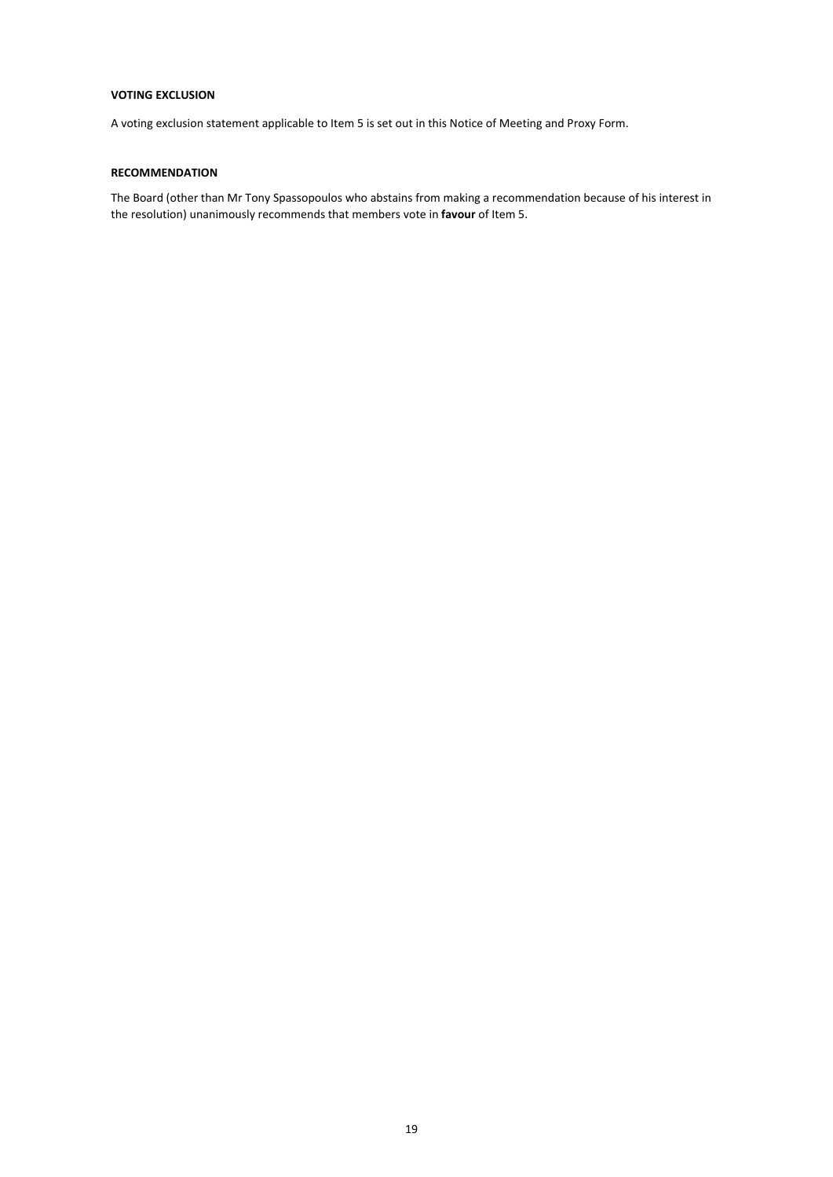**VOTING EXCLUSION**

A voting exclusion statement applicable to Item 5 is set out in this Notice of Meeting and Proxy Form.

**RECOMMENDATION**

The Board (other than Mr Tony Spassopoulos who abstains from making a recommendation because of his interest in the resolution) unanimously recommends that members vote in **favour** of Item 5.